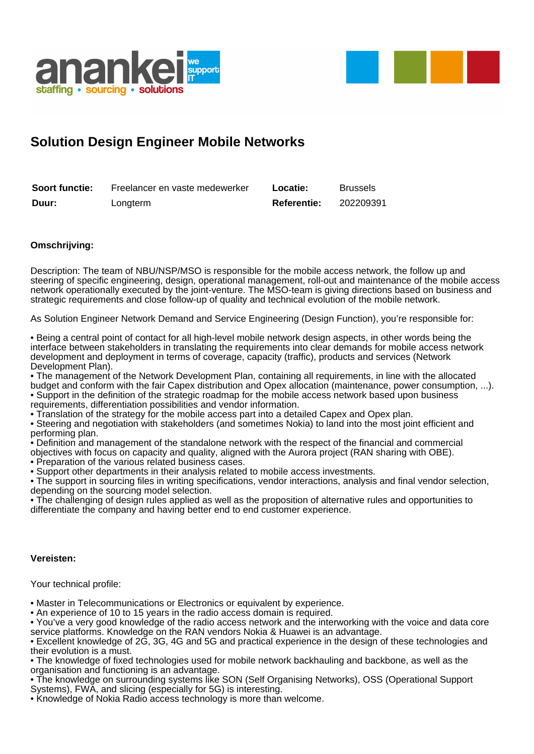# Solution Design Engineer Mobile Networks

| **Soort functie:** | Freelancer en vaste medewerker | **Locatie:** | Brussels |
|---|---|---|---|
| **Duur:** | Longterm | **Referentie:** | 202209391 |

**Omschrijving:**

Description: The team of NBU/NSP/MSO is responsible for the mobile access network, the follow up and steering of specific engineering, design, operational management, roll-out and maintenance of the mobile access network operationally executed by the joint-venture. The MSO-team is giving directions based on business and strategic requirements and close follow-up of quality and technical evolution of the mobile network.

As Solution Engineer Network Demand and Service Engineering (Design Function), you're responsible for:

• Being a central point of contact for all high-level mobile network design aspects, in other words being the interface between stakeholders in translating the requirements into clear demands for mobile access network development and deployment in terms of coverage, capacity (traffic), products and services (Network Development Plan).
• The management of the Network Development Plan, containing all requirements, in line with the allocated budget and conform with the fair Capex distribution and Opex allocation (maintenance, power consumption, ...).
• Support in the definition of the strategic roadmap for the mobile access network based upon business requirements, differentiation possibilities and vendor information.
• Translation of the strategy for the mobile access part into a detailed Capex and Opex plan.
• Steering and negotiation with stakeholders (and sometimes Nokia) to land into the most joint efficient and performing plan.
• Definition and management of the standalone network with the respect of the financial and commercial objectives with focus on capacity and quality, aligned with the Aurora project (RAN sharing with OBE).
• Preparation of the various related business cases.
• Support other departments in their analysis related to mobile access investments.
• The support in sourcing files in writing specifications, vendor interactions, analysis and final vendor selection, depending on the sourcing model selection.
• The challenging of design rules applied as well as the proposition of alternative rules and opportunities to differentiate the company and having better end to end customer experience.

**Vereisten:**

Your technical profile:

• Master in Telecommunications or Electronics or equivalent by experience.
• An experience of 10 to 15 years in the radio access domain is required.
• You've a very good knowledge of the radio access network and the interworking with the voice and data core service platforms. Knowledge on the RAN vendors Nokia & Huawei is an advantage.
• Excellent knowledge of 2G, 3G, 4G and 5G and practical experience in the design of these technologies and their evolution is a must.
• The knowledge of fixed technologies used for mobile network backhauling and backbone, as well as the organisation and functioning is an advantage.
• The knowledge on surrounding systems like SON (Self Organising Networks), OSS (Operational Support Systems), FWA, and slicing (especially for 5G) is interesting.
• Knowledge of Nokia Radio access technology is more than welcome.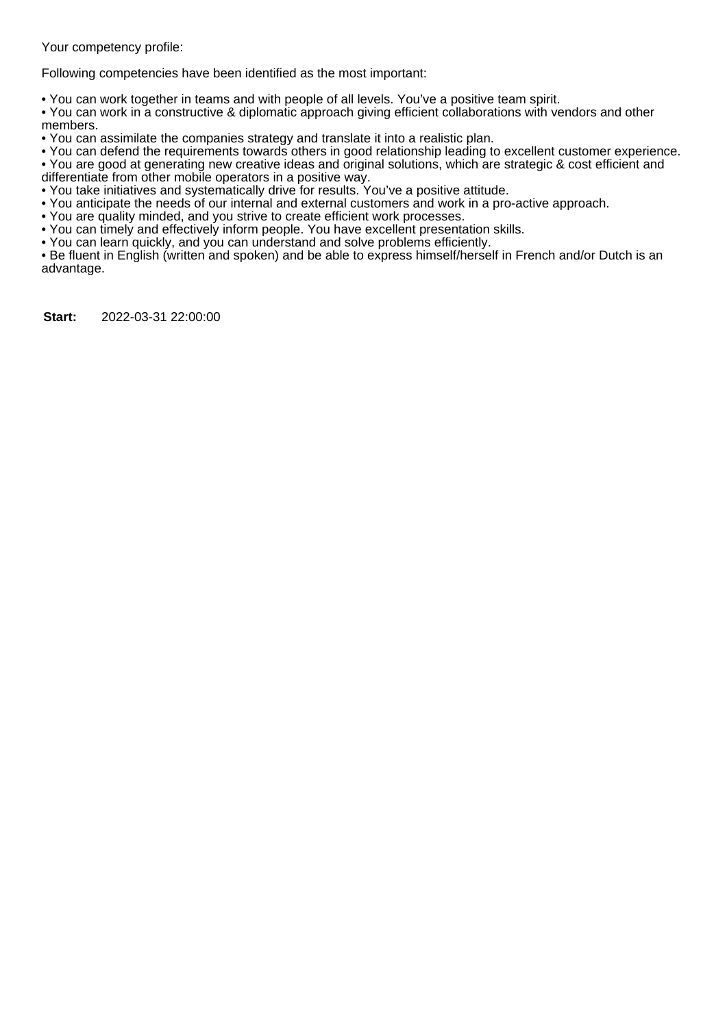Your competency profile:

Following competencies have been identified as the most important:

- You can work together in teams and with people of all levels. You've a positive team spirit.
- You can work in a constructive & diplomatic approach giving efficient collaborations with vendors and other members.
- You can assimilate the companies strategy and translate it into a realistic plan.
- You can defend the requirements towards others in good relationship leading to excellent customer experience.
- You are good at generating new creative ideas and original solutions, which are strategic & cost efficient and differentiate from other mobile operators in a positive way.
- You take initiatives and systematically drive for results. You've a positive attitude.
- You anticipate the needs of our internal and external customers and work in a pro-active approach.
- You are quality minded, and you strive to create efficient work processes.
- You can timely and effectively inform people. You have excellent presentation skills.
- You can learn quickly, and you can understand and solve problems efficiently.
- Be fluent in English (written and spoken) and be able to express himself/herself in French and/or Dutch is an advantage.

**Start:** 2022-03-31 22:00:00